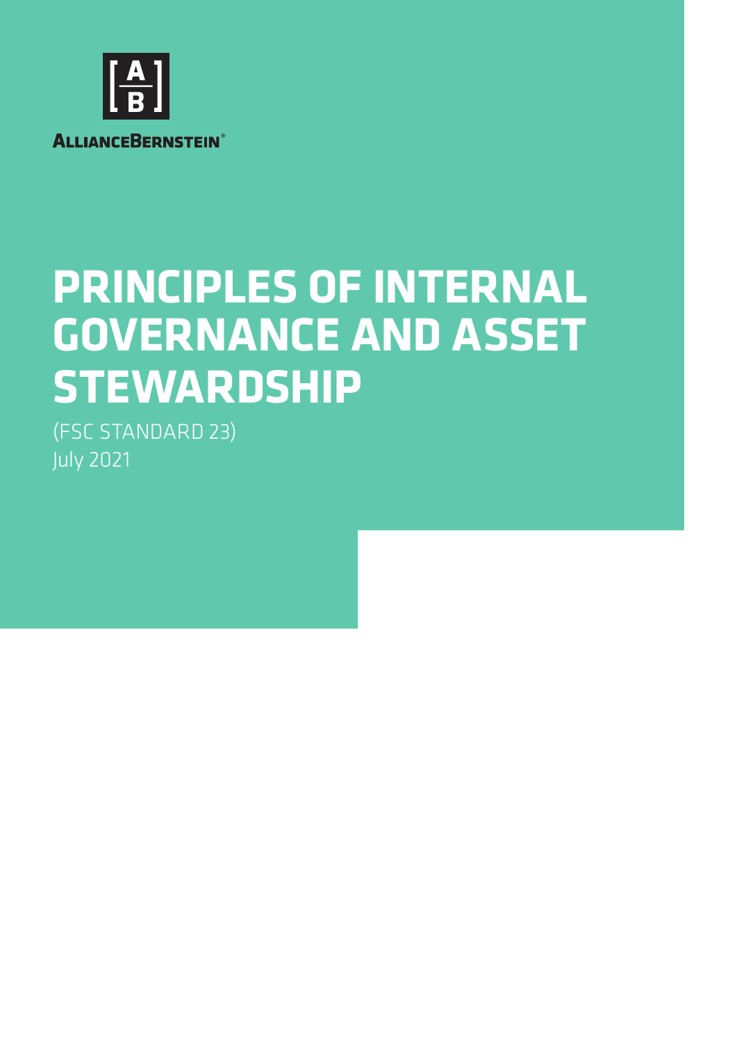AllianceBernstein®

# PRINCIPLES OF INTERNAL GOVERNANCE AND ASSET STEWARDSHIP

(FSC STANDARD 23)

July 2021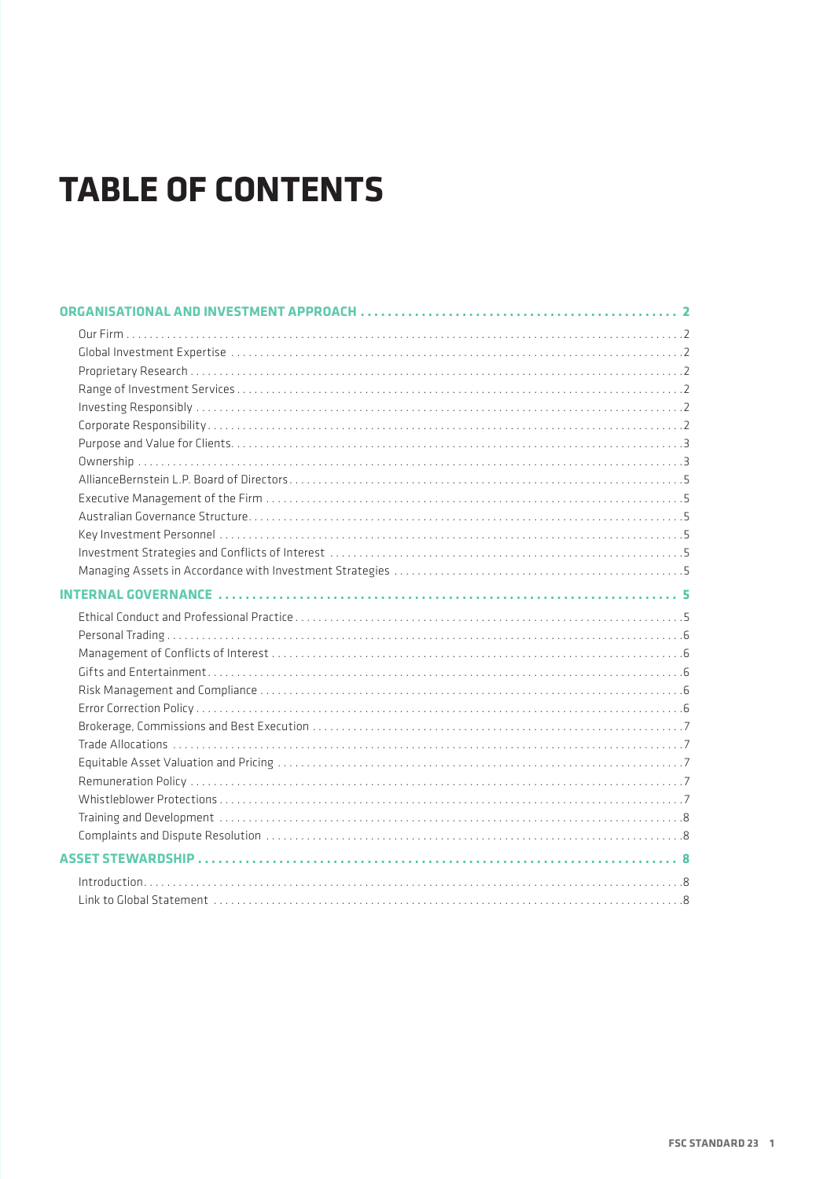# TABLE OF CONTENTS

**ORGANISATIONAL AND INVESTMENT APPROACH** ... 2

- Our Firm ... 2
- Global Investment Expertise ... 2
- Proprietary Research ... 2
- Range of Investment Services ... 2
- Investing Responsibly ... 2
- Corporate Responsibility ... 2
- Purpose and Value for Clients ... 3
- Ownership ... 3
- AllianceBernstein L.P. Board of Directors ... 5
- Executive Management of the Firm ... 5
- Australian Governance Structure ... 5
- Key Investment Personnel ... 5
- Investment Strategies and Conflicts of Interest ... 5
- Managing Assets in Accordance with Investment Strategies ... 5

**INTERNAL GOVERNANCE** ... 5

- Ethical Conduct and Professional Practice ... 5
- Personal Trading ... 6
- Management of Conflicts of Interest ... 6
- Gifts and Entertainment ... 6
- Risk Management and Compliance ... 6
- Error Correction Policy ... 6
- Brokerage, Commissions and Best Execution ... 7
- Trade Allocations ... 7
- Equitable Asset Valuation and Pricing ... 7
- Remuneration Policy ... 7
- Whistleblower Protections ... 7
- Training and Development ... 8
- Complaints and Dispute Resolution ... 8

**ASSET STEWARDSHIP** ... 8

- Introduction ... 8
- Link to Global Statement ... 8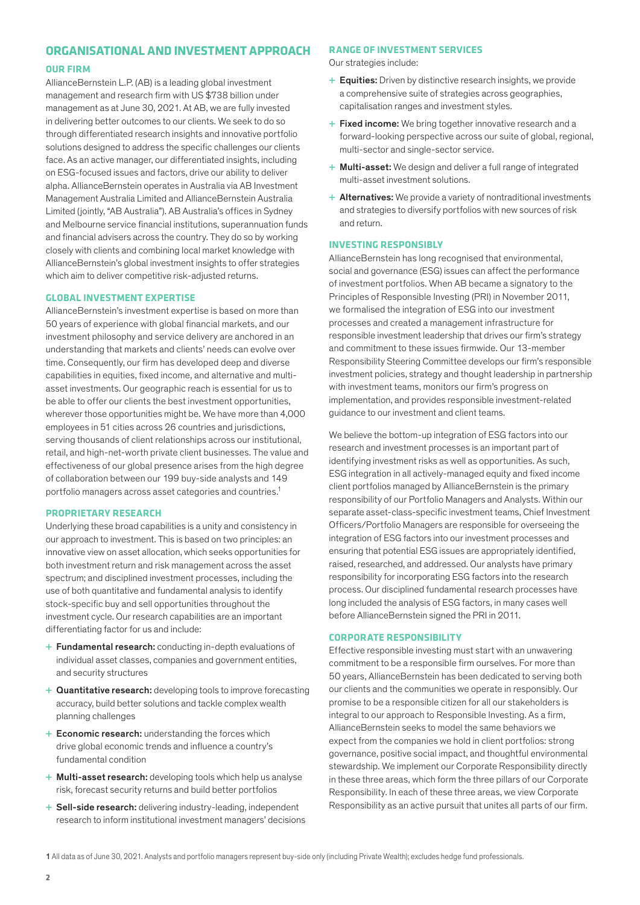## ORGANISATIONAL AND INVESTMENT APPROACH

### OUR FIRM

AllianceBernstein L.P. (AB) is a leading global investment management and research firm with US $738 billion under management as at June 30, 2021. At AB, we are fully invested in delivering better outcomes to our clients. We seek to do so through differentiated research insights and innovative portfolio solutions designed to address the specific challenges our clients face. As an active manager, our differentiated insights, including on ESG-focused issues and factors, drive our ability to deliver alpha. AllianceBernstein operates in Australia via AB Investment Management Australia Limited and AllianceBernstein Australia Limited (jointly, "AB Australia"). AB Australia's offices in Sydney and Melbourne service financial institutions, superannuation funds and financial advisers across the country. They do so by working closely with clients and combining local market knowledge with AllianceBernstein's global investment insights to offer strategies which aim to deliver competitive risk-adjusted returns.

### GLOBAL INVESTMENT EXPERTISE

AllianceBernstein's investment expertise is based on more than 50 years of experience with global financial markets, and our investment philosophy and service delivery are anchored in an understanding that markets and clients' needs can evolve over time. Consequently, our firm has developed deep and diverse capabilities in equities, fixed income, and alternative and multi-asset investments. Our geographic reach is essential for us to be able to offer our clients the best investment opportunities, wherever those opportunities might be. We have more than 4,000 employees in 51 cities across 26 countries and jurisdictions, serving thousands of client relationships across our institutional, retail, and high-net-worth private client businesses. The value and effectiveness of our global presence arises from the high degree of collaboration between our 199 buy-side analysts and 149 portfolio managers across asset categories and countries.[1]

### PROPRIETARY RESEARCH

Underlying these broad capabilities is a unity and consistency in our approach to investment. This is based on two principles: an innovative view on asset allocation, which seeks opportunities for both investment return and risk management across the asset spectrum; and disciplined investment processes, including the use of both quantitative and fundamental analysis to identify stock-specific buy and sell opportunities throughout the investment cycle. Our research capabilities are an important differentiating factor for us and include:

+ **Fundamental research:** conducting in-depth evaluations of individual asset classes, companies and government entities, and security structures
+ **Quantitative research:** developing tools to improve forecasting accuracy, build better solutions and tackle complex wealth planning challenges
+ **Economic research:** understanding the forces which drive global economic trends and influence a country's fundamental condition
+ **Multi-asset research:** developing tools which help us analyse risk, forecast security returns and build better portfolios
+ **Sell-side research:** delivering industry-leading, independent research to inform institutional investment managers' decisions

### RANGE OF INVESTMENT SERVICES

Our strategies include:

+ **Equities:** Driven by distinctive research insights, we provide a comprehensive suite of strategies across geographies, capitalisation ranges and investment styles.
+ **Fixed income:** We bring together innovative research and a forward-looking perspective across our suite of global, regional, multi-sector and single-sector service.
+ **Multi-asset:** We design and deliver a full range of integrated multi-asset investment solutions.
+ **Alternatives:** We provide a variety of nontraditional investments and strategies to diversify portfolios with new sources of risk and return.

### INVESTING RESPONSIBLY

AllianceBernstein has long recognised that environmental, social and governance (ESG) issues can affect the performance of investment portfolios. When AB became a signatory to the Principles of Responsible Investing (PRI) in November 2011, we formalised the integration of ESG into our investment processes and created a management infrastructure for responsible investment leadership that drives our firm's strategy and commitment to these issues firmwide. Our 13-member Responsibility Steering Committee develops our firm's responsible investment policies, strategy and thought leadership in partnership with investment teams, monitors our firm's progress on implementation, and provides responsible investment-related guidance to our investment and client teams.

We believe the bottom-up integration of ESG factors into our research and investment processes is an important part of identifying investment risks as well as opportunities. As such, ESG integration in all actively-managed equity and fixed income client portfolios managed by AllianceBernstein is the primary responsibility of our Portfolio Managers and Analysts. Within our separate asset-class-specific investment teams, Chief Investment Officers/Portfolio Managers are responsible for overseeing the integration of ESG factors into our investment processes and ensuring that potential ESG issues are appropriately identified, raised, researched, and addressed. Our analysts have primary responsibility for incorporating ESG factors into the research process. Our disciplined fundamental research processes have long included the analysis of ESG factors, in many cases well before AllianceBernstein signed the PRI in 2011.

### CORPORATE RESPONSIBILITY

Effective responsible investing must start with an unwavering commitment to be a responsible firm ourselves. For more than 50 years, AllianceBernstein has been dedicated to serving both our clients and the communities we operate in responsibly. Our promise to be a responsible citizen for all our stakeholders is integral to our approach to Responsible Investing. As a firm, AllianceBernstein seeks to model the same behaviors we expect from the companies we hold in client portfolios: strong governance, positive social impact, and thoughtful environmental stewardship. We implement our Corporate Responsibility directly in these three areas, which form the three pillars of our Corporate Responsibility. In each of these three areas, we view Corporate Responsibility as an active pursuit that unites all parts of our firm.

[1] All data as of June 30, 2021. Analysts and portfolio managers represent buy-side only (including Private Wealth); excludes hedge fund professionals.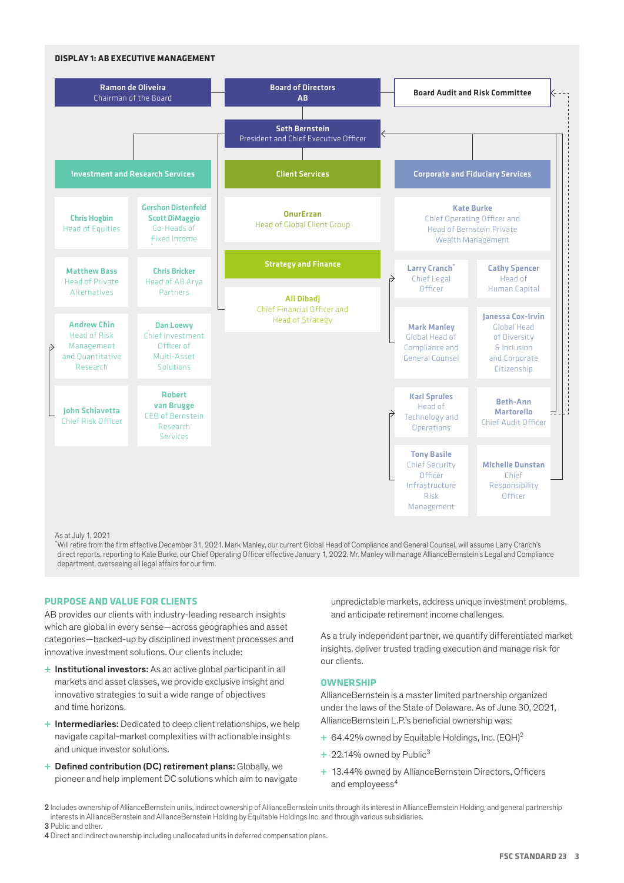**DISPLAY 1: AB EXECUTIVE MANAGEMENT**

**Ramon de Oliveira**
Chairman of the Board

**Board of Directors**
**AB**

**Board Audit and Risk Committee**

**Seth Bernstein**
President and Chief Executive Officer

**Investment and Research Services**

- **Chris Hogbin** – Head of Equities
- **Gershon Distenfeld**, **Scott DiMaggio** – Co-Heads of Fixed Income
- **Matthew Bass** – Head of Private Alternatives
- **Chris Bricker** – Head of AB Arya Partners
- **Andrew Chin** – Head of Risk Management and Quantitative Research
- **Dan Loewy** – Chief Investment Officer of Multi-Asset Solutions
- **John Schiavetta** – Chief Risk Officer
- **Robert van Brugge** – CEO of Bernstein Research Services

**Client Services**

- **OnurErzan** – Head of Global Client Group

**Strategy and Finance**

- **Ali Dibadj** – Chief Financial Officer and Head of Strategy

**Corporate and Fiduciary Services**

- **Kate Burke** – Chief Operating Officer and Head of Bernstein Private Wealth Management
- **Larry Cranch*** – Chief Legal Officer
- **Cathy Spencer** – Head of Human Capital
- **Mark Manley** – Global Head of Compliance and General Counsel
- **Janessa Cox-Irvin** – Global Head of Diversity & Inclusion and Corporate Citizenship
- **Karl Sprules** – Head of Technology and Operations
- **Beth-Ann Martorello** – Chief Audit Officer
- **Tony Basile** – Chief Security Officer Infrastructure Risk Management
- **Michelle Dunstan** – Chief Responsibility Officer

As at July 1, 2021

*Will retire from the firm effective December 31, 2021. Mark Manley, our current Global Head of Compliance and General Counsel, will assume Larry Cranch's direct reports, reporting to Kate Burke, our Chief Operating Officer effective January 1, 2022. Mr. Manley will manage AllianceBernstein's Legal and Compliance department, overseeing all legal affairs for our firm.

## PURPOSE AND VALUE FOR CLIENTS

AB provides our clients with industry-leading research insights which are global in every sense—across geographies and asset categories—backed-up by disciplined investment processes and innovative investment solutions. Our clients include:

+ **Institutional investors:** As an active global participant in all markets and asset classes, we provide exclusive insight and innovative strategies to suit a wide range of objectives and time horizons.
+ **Intermediaries:** Dedicated to deep client relationships, we help navigate capital-market complexities with actionable insights and unique investor solutions.
+ **Defined contribution (DC) retirement plans:** Globally, we pioneer and help implement DC solutions which aim to navigate unpredictable markets, address unique investment problems, and anticipate retirement income challenges.

As a truly independent partner, we quantify differentiated market insights, deliver trusted trading execution and manage risk for our clients.

## OWNERSHIP

AllianceBernstein is a master limited partnership organized under the laws of the State of Delaware. As of June 30, 2021, AllianceBernstein L.P.'s beneficial ownership was:

+ 64.42% owned by Equitable Holdings, Inc. (EQH)[2]
+ 22.14% owned by Public[3]
+ 13.44% owned by AllianceBernstein Directors, Officers and employees[4]

2 Includes ownership of AllianceBernstein units, indirect ownership of AllianceBernstein units through its interest in AllianceBernstein Holding, and general partnership interests in AllianceBernstein and AllianceBernstein Holding by Equitable Holdings Inc. and through various subsidiaries.
3 Public and other.
4 Direct and indirect ownership including unallocated units in deferred compensation plans.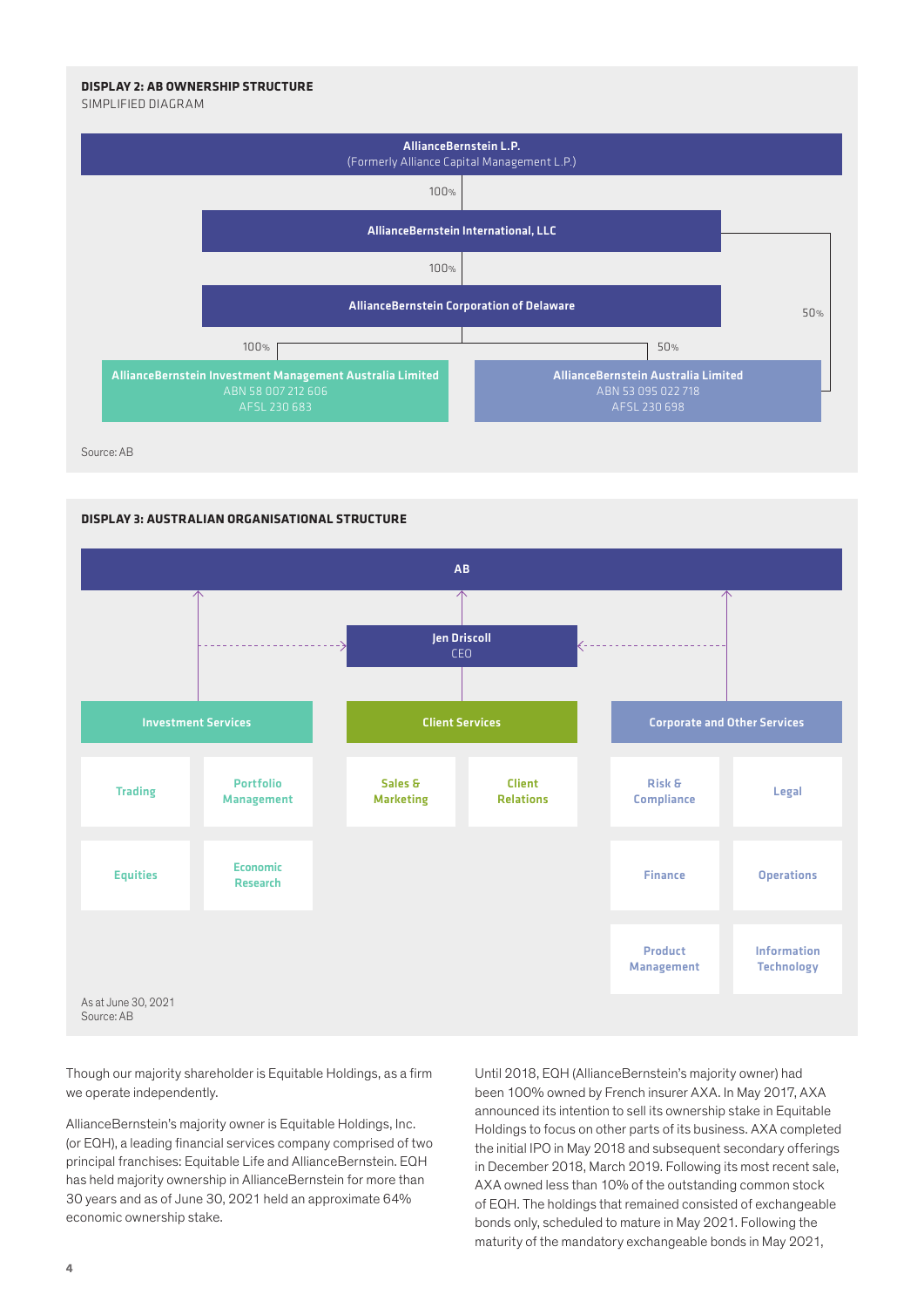**DISPLAY 2: AB OWNERSHIP STRUCTURE**

SIMPLIFIED DIAGRAM

**AllianceBernstein L.P.**
(Formerly Alliance Capital Management L.P.)

100%

**AllianceBernstein International, LLC**

100%

**AllianceBernstein Corporation of Delaware**

50%

100%

50%

**AllianceBernstein Investment Management Australia Limited**
ABN 58 007 212 606
AFSL 230 683

**AllianceBernstein Australia Limited**
ABN 53 095 022 718
AFSL 230 698

Source: AB

**DISPLAY 3: AUSTRALIAN ORGANISATIONAL STRUCTURE**

**AB**

**Jen Driscoll**
CEO

| Investment Services | | Client Services | | Corporate and Other Services | |
|---|---|---|---|---|---|
| Trading | Portfolio Management | Sales & Marketing | Client Relations | Risk & Compliance | Legal |
| Equities | Economic Research | | | Finance | Operations |
| | | | | Product Management | Information Technology |

As at June 30, 2021
Source: AB

Though our majority shareholder is Equitable Holdings, as a firm we operate independently.

AllianceBernstein's majority owner is Equitable Holdings, Inc. (or EQH), a leading financial services company comprised of two principal franchises: Equitable Life and AllianceBernstein. EQH has held majority ownership in AllianceBernstein for more than 30 years and as of June 30, 2021 held an approximate 64% economic ownership stake.

Until 2018, EQH (AllianceBernstein's majority owner) had been 100% owned by French insurer AXA. In May 2017, AXA announced its intention to sell its ownership stake in Equitable Holdings to focus on other parts of its business. AXA completed the initial IPO in May 2018 and subsequent secondary offerings in December 2018, March 2019. Following its most recent sale, AXA owned less than 10% of the outstanding common stock of EQH. The holdings that remained consisted of exchangeable bonds only, scheduled to mature in May 2021. Following the maturity of the mandatory exchangeable bonds in May 2021,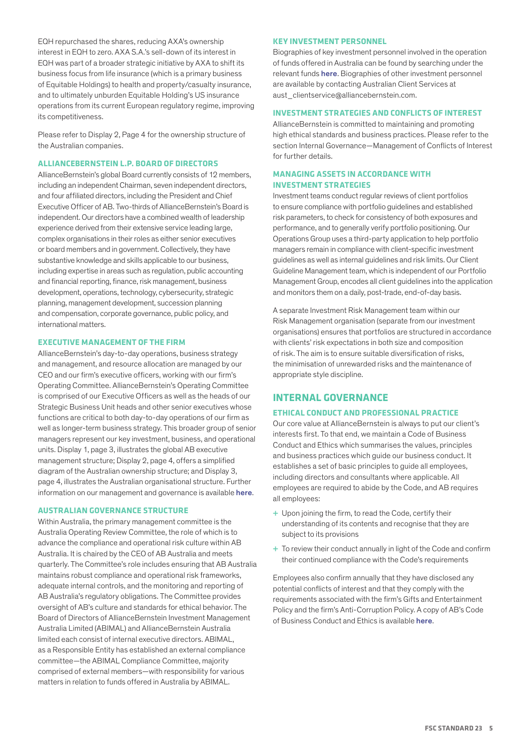EQH repurchased the shares, reducing AXA's ownership interest in EQH to zero. AXA S.A.'s sell-down of its interest in EQH was part of a broader strategic initiative by AXA to shift its business focus from life insurance (which is a primary business of Equitable Holdings) to health and property/casualty insurance, and to ultimately unburden Equitable Holding's US insurance operations from its current European regulatory regime, improving its competitiveness.

Please refer to Display 2, Page 4 for the ownership structure of the Australian companies.

### ALLIANCEBERNSTEIN L.P. BOARD OF DIRECTORS

AllianceBernstein's global Board currently consists of 12 members, including an independent Chairman, seven independent directors, and four affiliated directors, including the President and Chief Executive Officer of AB. Two-thirds of AllianceBernstein's Board is independent. Our directors have a combined wealth of leadership experience derived from their extensive service leading large, complex organisations in their roles as either senior executives or board members and in government. Collectively, they have substantive knowledge and skills applicable to our business, including expertise in areas such as regulation, public accounting and financial reporting, finance, risk management, business development, operations, technology, cybersecurity, strategic planning, management development, succession planning and compensation, corporate governance, public policy, and international matters.

### EXECUTIVE MANAGEMENT OF THE FIRM

AllianceBernstein's day-to-day operations, business strategy and management, and resource allocation are managed by our CEO and our firm's executive officers, working with our firm's Operating Committee. AllianceBernstein's Operating Committee is comprised of our Executive Officers as well as the heads of our Strategic Business Unit heads and other senior executives whose functions are critical to both day-to-day operations of our firm as well as longer-term business strategy. This broader group of senior managers represent our key investment, business, and operational units. Display 1, page 3, illustrates the global AB executive management structure; Display 2, page 4, offers a simplified diagram of the Australian ownership structure; and Display 3, page 4, illustrates the Australian organisational structure. Further information on our management and governance is available **here**.

### AUSTRALIAN GOVERNANCE STRUCTURE

Within Australia, the primary management committee is the Australia Operating Review Committee, the role of which is to advance the compliance and operational risk culture within AB Australia. It is chaired by the CEO of AB Australia and meets quarterly. The Committee's role includes ensuring that AB Australia maintains robust compliance and operational risk frameworks, adequate internal controls, and the monitoring and reporting of AB Australia's regulatory obligations. The Committee provides oversight of AB's culture and standards for ethical behavior. The Board of Directors of AllianceBernstein Investment Management Australia Limited (ABIMAL) and AllianceBernstein Australia limited each consist of internal executive directors. ABIMAL, as a Responsible Entity has established an external compliance committee—the ABIMAL Compliance Committee, majority comprised of external members—with responsibility for various matters in relation to funds offered in Australia by ABIMAL.

### KEY INVESTMENT PERSONNEL

Biographies of key investment personnel involved in the operation of funds offered in Australia can be found by searching under the relevant funds **here**. Biographies of other investment personnel are available by contacting Australian Client Services at aust_clientservice@alliancebernstein.com.

### INVESTMENT STRATEGIES AND CONFLICTS OF INTEREST

AllianceBernstein is committed to maintaining and promoting high ethical standards and business practices. Please refer to the section Internal Governance—Management of Conflicts of Interest for further details.

### MANAGING ASSETS IN ACCORDANCE WITH INVESTMENT STRATEGIES

Investment teams conduct regular reviews of client portfolios to ensure compliance with portfolio guidelines and established risk parameters, to check for consistency of both exposures and performance, and to generally verify portfolio positioning. Our Operations Group uses a third-party application to help portfolio managers remain in compliance with client-specific investment guidelines as well as internal guidelines and risk limits. Our Client Guideline Management team, which is independent of our Portfolio Management Group, encodes all client guidelines into the application and monitors them on a daily, post-trade, end-of-day basis.

A separate Investment Risk Management team within our Risk Management organisation (separate from our investment organisations) ensures that portfolios are structured in accordance with clients' risk expectations in both size and composition of risk. The aim is to ensure suitable diversification of risks, the minimisation of unrewarded risks and the maintenance of appropriate style discipline.

## INTERNAL GOVERNANCE

### ETHICAL CONDUCT AND PROFESSIONAL PRACTICE

Our core value at AllianceBernstein is always to put our client's interests first. To that end, we maintain a Code of Business Conduct and Ethics which summarises the values, principles and business practices which guide our business conduct. It establishes a set of basic principles to guide all employees, including directors and consultants where applicable. All employees are required to abide by the Code, and AB requires all employees:

- Upon joining the firm, to read the Code, certify their understanding of its contents and recognise that they are subject to its provisions
- To review their conduct annually in light of the Code and confirm their continued compliance with the Code's requirements

Employees also confirm annually that they have disclosed any potential conflicts of interest and that they comply with the requirements associated with the firm's Gifts and Entertainment Policy and the firm's Anti-Corruption Policy. A copy of AB's Code of Business Conduct and Ethics is available **here**.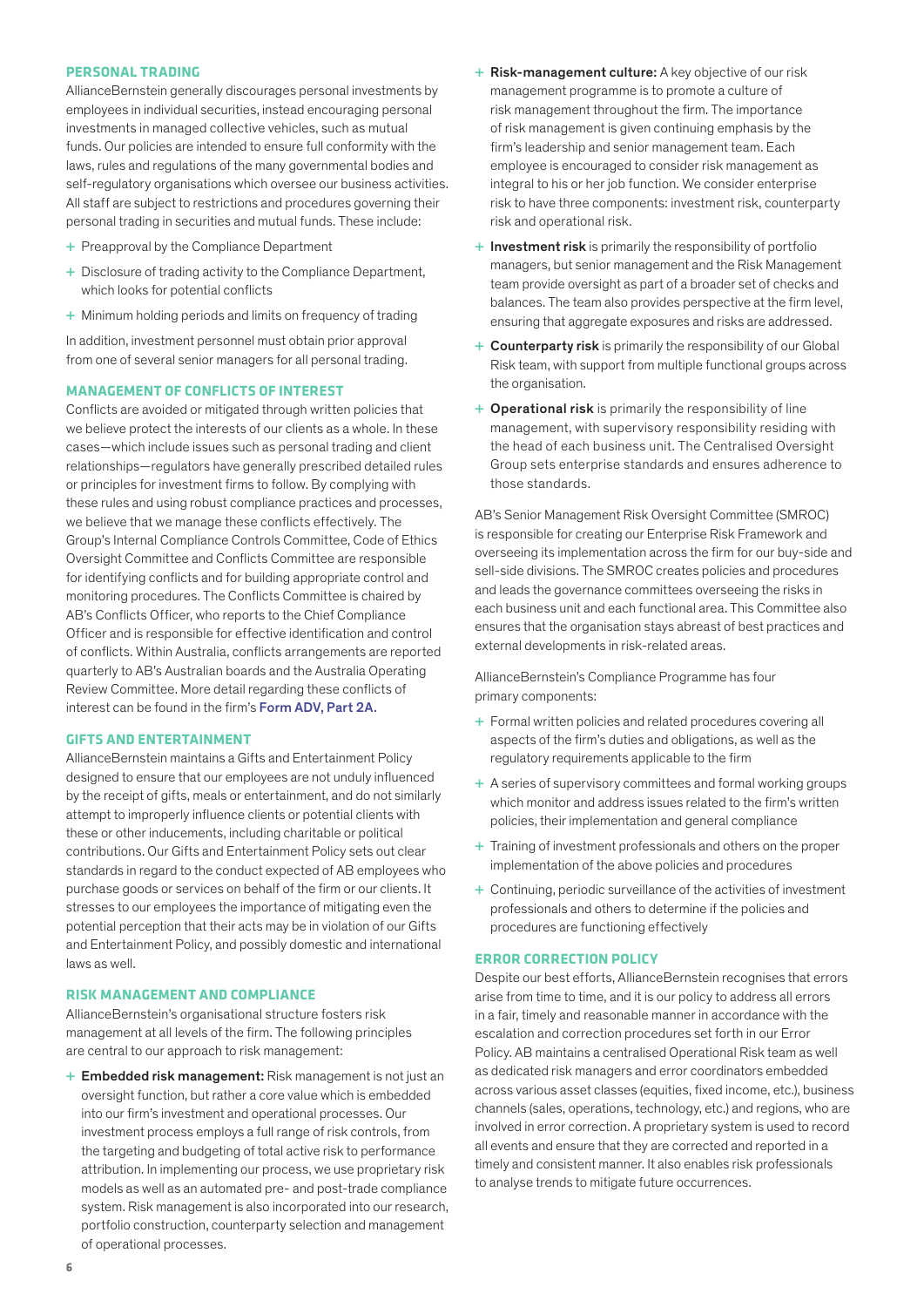## PERSONAL TRADING

AllianceBernstein generally discourages personal investments by employees in individual securities, instead encouraging personal investments in managed collective vehicles, such as mutual funds. Our policies are intended to ensure full conformity with the laws, rules and regulations of the many governmental bodies and self-regulatory organisations which oversee our business activities. All staff are subject to restrictions and procedures governing their personal trading in securities and mutual funds. These include:

+ Preapproval by the Compliance Department
+ Disclosure of trading activity to the Compliance Department, which looks for potential conflicts
+ Minimum holding periods and limits on frequency of trading

In addition, investment personnel must obtain prior approval from one of several senior managers for all personal trading.

## MANAGEMENT OF CONFLICTS OF INTEREST

Conflicts are avoided or mitigated through written policies that we believe protect the interests of our clients as a whole. In these cases—which include issues such as personal trading and client relationships—regulators have generally prescribed detailed rules or principles for investment firms to follow. By complying with these rules and using robust compliance practices and processes, we believe that we manage these conflicts effectively. The Group's Internal Compliance Controls Committee, Code of Ethics Oversight Committee and Conflicts Committee are responsible for identifying conflicts and for building appropriate control and monitoring procedures. The Conflicts Committee is chaired by AB's Conflicts Officer, who reports to the Chief Compliance Officer and is responsible for effective identification and control of conflicts. Within Australia, conflicts arrangements are reported quarterly to AB's Australian boards and the Australia Operating Review Committee. More detail regarding these conflicts of interest can be found in the firm's Form ADV, Part 2A.

## GIFTS AND ENTERTAINMENT

AllianceBernstein maintains a Gifts and Entertainment Policy designed to ensure that our employees are not unduly influenced by the receipt of gifts, meals or entertainment, and do not similarly attempt to improperly influence clients or potential clients with these or other inducements, including charitable or political contributions. Our Gifts and Entertainment Policy sets out clear standards in regard to the conduct expected of AB employees who purchase goods or services on behalf of the firm or our clients. It stresses to our employees the importance of mitigating even the potential perception that their acts may be in violation of our Gifts and Entertainment Policy, and possibly domestic and international laws as well.

## RISK MANAGEMENT AND COMPLIANCE

AllianceBernstein's organisational structure fosters risk management at all levels of the firm. The following principles are central to our approach to risk management:

+ **Embedded risk management:** Risk management is not just an oversight function, but rather a core value which is embedded into our firm's investment and operational processes. Our investment process employs a full range of risk controls, from the targeting and budgeting of total active risk to performance attribution. In implementing our process, we use proprietary risk models as well as an automated pre- and post-trade compliance system. Risk management is also incorporated into our research, portfolio construction, counterparty selection and management of operational processes.
+ **Risk-management culture:** A key objective of our risk management programme is to promote a culture of risk management throughout the firm. The importance of risk management is given continuing emphasis by the firm's leadership and senior management team. Each employee is encouraged to consider risk management as integral to his or her job function. We consider enterprise risk to have three components: investment risk, counterparty risk and operational risk.
+ **Investment risk** is primarily the responsibility of portfolio managers, but senior management and the Risk Management team provide oversight as part of a broader set of checks and balances. The team also provides perspective at the firm level, ensuring that aggregate exposures and risks are addressed.
+ **Counterparty risk** is primarily the responsibility of our Global Risk team, with support from multiple functional groups across the organisation.
+ **Operational risk** is primarily the responsibility of line management, with supervisory responsibility residing with the head of each business unit. The Centralised Oversight Group sets enterprise standards and ensures adherence to those standards.

AB's Senior Management Risk Oversight Committee (SMROC) is responsible for creating our Enterprise Risk Framework and overseeing its implementation across the firm for our buy-side and sell-side divisions. The SMROC creates policies and procedures and leads the governance committees overseeing the risks in each business unit and each functional area. This Committee also ensures that the organisation stays abreast of best practices and external developments in risk-related areas.

AllianceBernstein's Compliance Programme has four primary components:

+ Formal written policies and related procedures covering all aspects of the firm's duties and obligations, as well as the regulatory requirements applicable to the firm
+ A series of supervisory committees and formal working groups which monitor and address issues related to the firm's written policies, their implementation and general compliance
+ Training of investment professionals and others on the proper implementation of the above policies and procedures
+ Continuing, periodic surveillance of the activities of investment professionals and others to determine if the policies and procedures are functioning effectively

## ERROR CORRECTION POLICY

Despite our best efforts, AllianceBernstein recognises that errors arise from time to time, and it is our policy to address all errors in a fair, timely and reasonable manner in accordance with the escalation and correction procedures set forth in our Error Policy. AB maintains a centralised Operational Risk team as well as dedicated risk managers and error coordinators embedded across various asset classes (equities, fixed income, etc.), business channels (sales, operations, technology, etc.) and regions, who are involved in error correction. A proprietary system is used to record all events and ensure that they are corrected and reported in a timely and consistent manner. It also enables risk professionals to analyse trends to mitigate future occurrences.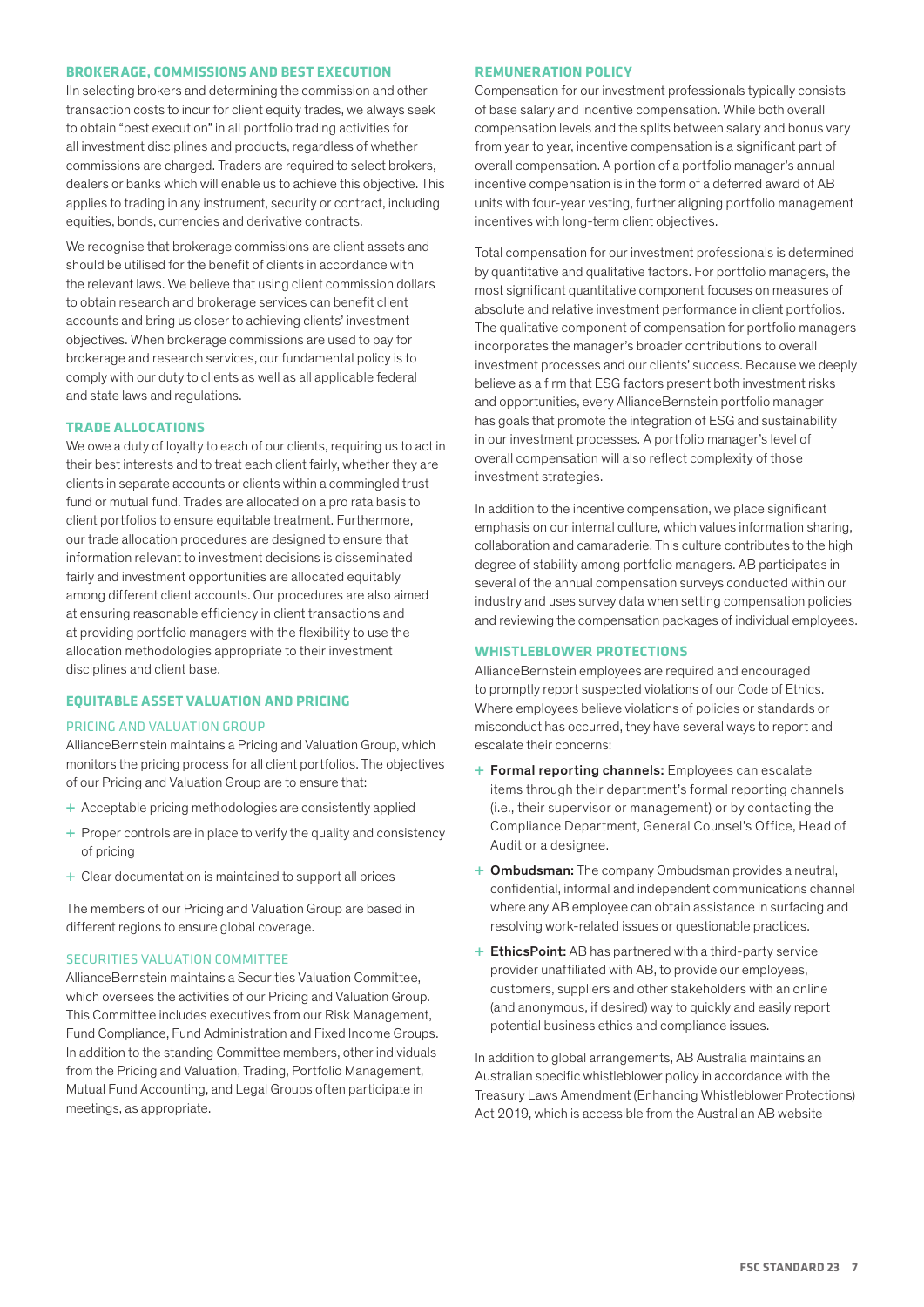## BROKERAGE, COMMISSIONS AND BEST EXECUTION

IIn selecting brokers and determining the commission and other transaction costs to incur for client equity trades, we always seek to obtain "best execution" in all portfolio trading activities for all investment disciplines and products, regardless of whether commissions are charged. Traders are required to select brokers, dealers or banks which will enable us to achieve this objective. This applies to trading in any instrument, security or contract, including equities, bonds, currencies and derivative contracts.

We recognise that brokerage commissions are client assets and should be utilised for the benefit of clients in accordance with the relevant laws. We believe that using client commission dollars to obtain research and brokerage services can benefit client accounts and bring us closer to achieving clients' investment objectives. When brokerage commissions are used to pay for brokerage and research services, our fundamental policy is to comply with our duty to clients as well as all applicable federal and state laws and regulations.

## TRADE ALLOCATIONS

We owe a duty of loyalty to each of our clients, requiring us to act in their best interests and to treat each client fairly, whether they are clients in separate accounts or clients within a commingled trust fund or mutual fund. Trades are allocated on a pro rata basis to client portfolios to ensure equitable treatment. Furthermore, our trade allocation procedures are designed to ensure that information relevant to investment decisions is disseminated fairly and investment opportunities are allocated equitably among different client accounts. Our procedures are also aimed at ensuring reasonable efficiency in client transactions and at providing portfolio managers with the flexibility to use the allocation methodologies appropriate to their investment disciplines and client base.

## EQUITABLE ASSET VALUATION AND PRICING

### PRICING AND VALUATION GROUP

AllianceBernstein maintains a Pricing and Valuation Group, which monitors the pricing process for all client portfolios. The objectives of our Pricing and Valuation Group are to ensure that:

- Acceptable pricing methodologies are consistently applied
- Proper controls are in place to verify the quality and consistency of pricing
- Clear documentation is maintained to support all prices

The members of our Pricing and Valuation Group are based in different regions to ensure global coverage.

### SECURITIES VALUATION COMMITTEE

AllianceBernstein maintains a Securities Valuation Committee, which oversees the activities of our Pricing and Valuation Group. This Committee includes executives from our Risk Management, Fund Compliance, Fund Administration and Fixed Income Groups. In addition to the standing Committee members, other individuals from the Pricing and Valuation, Trading, Portfolio Management, Mutual Fund Accounting, and Legal Groups often participate in meetings, as appropriate.

## REMUNERATION POLICY

Compensation for our investment professionals typically consists of base salary and incentive compensation. While both overall compensation levels and the splits between salary and bonus vary from year to year, incentive compensation is a significant part of overall compensation. A portion of a portfolio manager's annual incentive compensation is in the form of a deferred award of AB units with four-year vesting, further aligning portfolio management incentives with long-term client objectives.

Total compensation for our investment professionals is determined by quantitative and qualitative factors. For portfolio managers, the most significant quantitative component focuses on measures of absolute and relative investment performance in client portfolios. The qualitative component of compensation for portfolio managers incorporates the manager's broader contributions to overall investment processes and our clients' success. Because we deeply believe as a firm that ESG factors present both investment risks and opportunities, every AllianceBernstein portfolio manager has goals that promote the integration of ESG and sustainability in our investment processes. A portfolio manager's level of overall compensation will also reflect complexity of those investment strategies.

In addition to the incentive compensation, we place significant emphasis on our internal culture, which values information sharing, collaboration and camaraderie. This culture contributes to the high degree of stability among portfolio managers. AB participates in several of the annual compensation surveys conducted within our industry and uses survey data when setting compensation policies and reviewing the compensation packages of individual employees.

## WHISTLEBLOWER PROTECTIONS

AllianceBernstein employees are required and encouraged to promptly report suspected violations of our Code of Ethics. Where employees believe violations of policies or standards or misconduct has occurred, they have several ways to report and escalate their concerns:

- **Formal reporting channels:** Employees can escalate items through their department's formal reporting channels (i.e., their supervisor or management) or by contacting the Compliance Department, General Counsel's Office, Head of Audit or a designee.
- **Ombudsman:** The company Ombudsman provides a neutral, confidential, informal and independent communications channel where any AB employee can obtain assistance in surfacing and resolving work-related issues or questionable practices.
- **EthicsPoint:** AB has partnered with a third-party service provider unaffiliated with AB, to provide our employees, customers, suppliers and other stakeholders with an online (and anonymous, if desired) way to quickly and easily report potential business ethics and compliance issues.

In addition to global arrangements, AB Australia maintains an Australian specific whistleblower policy in accordance with the Treasury Laws Amendment (Enhancing Whistleblower Protections) Act 2019, which is accessible from the Australian AB website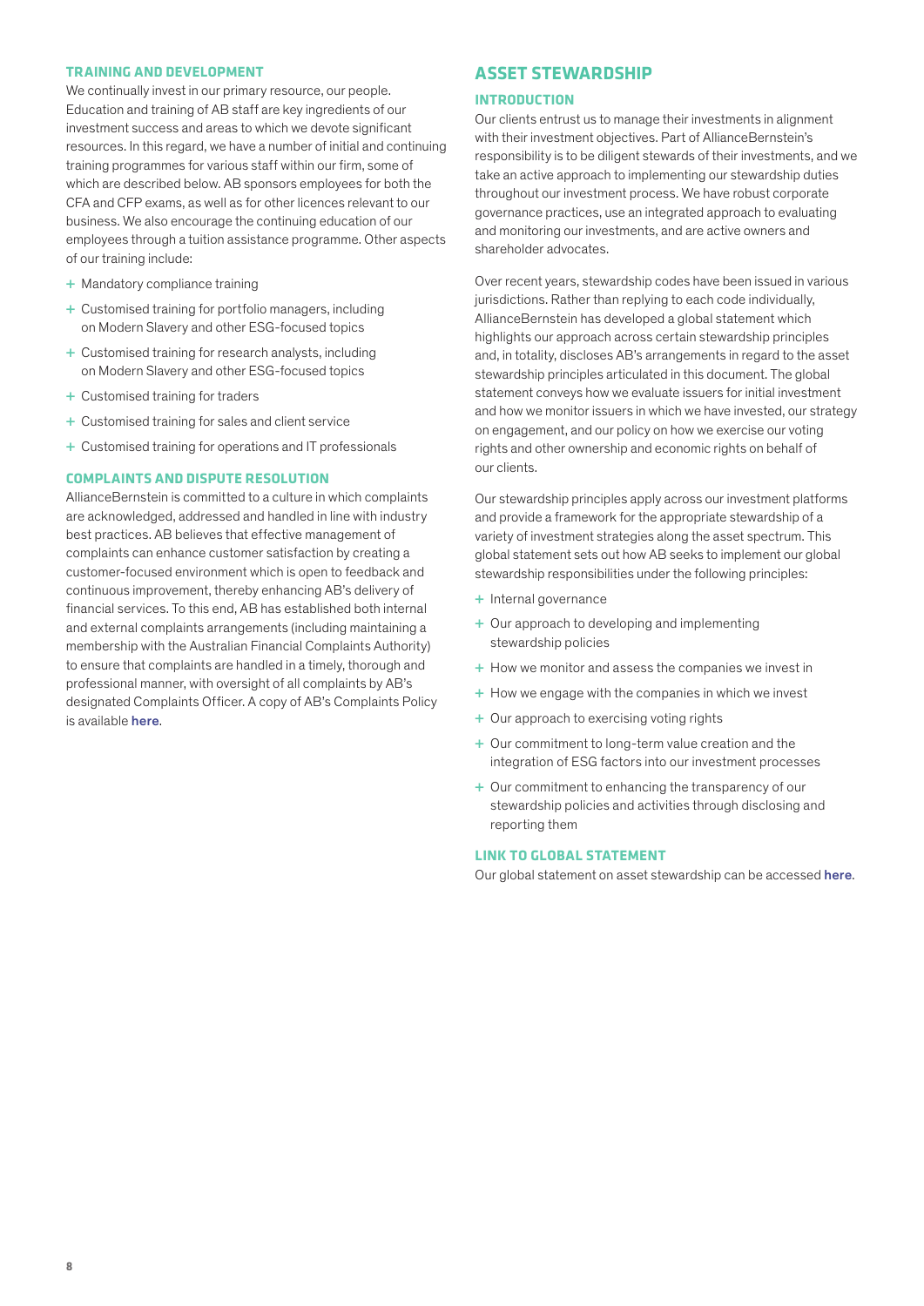### TRAINING AND DEVELOPMENT

We continually invest in our primary resource, our people. Education and training of AB staff are key ingredients of our investment success and areas to which we devote significant resources. In this regard, we have a number of initial and continuing training programmes for various staff within our firm, some of which are described below. AB sponsors employees for both the CFA and CFP exams, as well as for other licences relevant to our business. We also encourage the continuing education of our employees through a tuition assistance programme. Other aspects of our training include:

- Mandatory compliance training
- Customised training for portfolio managers, including on Modern Slavery and other ESG-focused topics
- Customised training for research analysts, including on Modern Slavery and other ESG-focused topics
- Customised training for traders
- Customised training for sales and client service
- Customised training for operations and IT professionals

### COMPLAINTS AND DISPUTE RESOLUTION

AllianceBernstein is committed to a culture in which complaints are acknowledged, addressed and handled in line with industry best practices. AB believes that effective management of complaints can enhance customer satisfaction by creating a customer-focused environment which is open to feedback and continuous improvement, thereby enhancing AB's delivery of financial services. To this end, AB has established both internal and external complaints arrangements (including maintaining a membership with the Australian Financial Complaints Authority) to ensure that complaints are handled in a timely, thorough and professional manner, with oversight of all complaints by AB's designated Complaints Officer. A copy of AB's Complaints Policy is available **here**.

## ASSET STEWARDSHIP

### INTRODUCTION

Our clients entrust us to manage their investments in alignment with their investment objectives. Part of AllianceBernstein's responsibility is to be diligent stewards of their investments, and we take an active approach to implementing our stewardship duties throughout our investment process. We have robust corporate governance practices, use an integrated approach to evaluating and monitoring our investments, and are active owners and shareholder advocates.

Over recent years, stewardship codes have been issued in various jurisdictions. Rather than replying to each code individually, AllianceBernstein has developed a global statement which highlights our approach across certain stewardship principles and, in totality, discloses AB's arrangements in regard to the asset stewardship principles articulated in this document. The global statement conveys how we evaluate issuers for initial investment and how we monitor issuers in which we have invested, our strategy on engagement, and our policy on how we exercise our voting rights and other ownership and economic rights on behalf of our clients.

Our stewardship principles apply across our investment platforms and provide a framework for the appropriate stewardship of a variety of investment strategies along the asset spectrum. This global statement sets out how AB seeks to implement our global stewardship responsibilities under the following principles:

- Internal governance
- Our approach to developing and implementing stewardship policies
- How we monitor and assess the companies we invest in
- How we engage with the companies in which we invest
- Our approach to exercising voting rights
- Our commitment to long-term value creation and the integration of ESG factors into our investment processes
- Our commitment to enhancing the transparency of our stewardship policies and activities through disclosing and reporting them

### LINK TO GLOBAL STATEMENT

Our global statement on asset stewardship can be accessed **here**.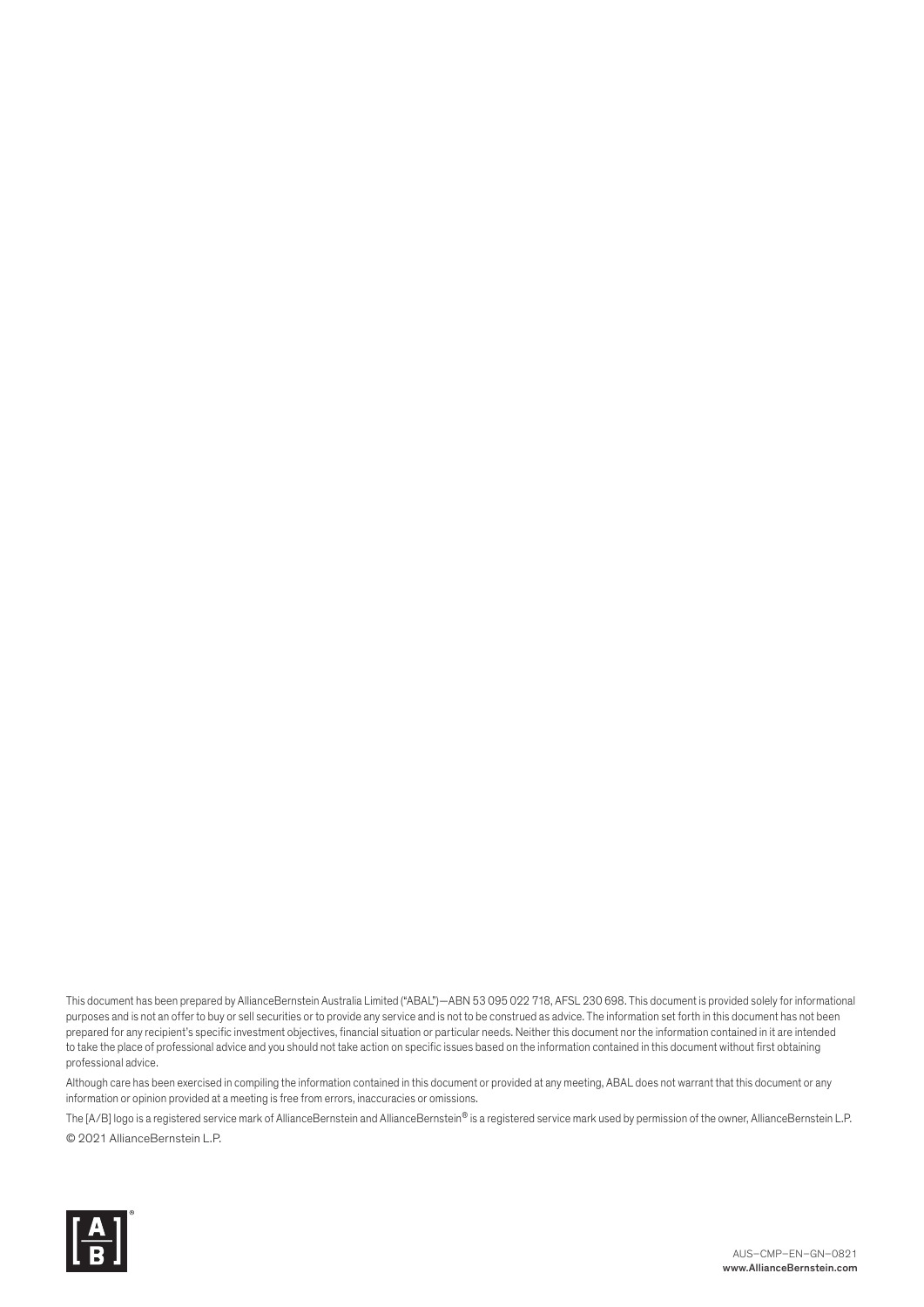This document has been prepared by AllianceBernstein Australia Limited ("ABAL")—ABN 53 095 022 718, AFSL 230 698. This document is provided solely for informational purposes and is not an offer to buy or sell securities or to provide any service and is not to be construed as advice. The information set forth in this document has not been prepared for any recipient's specific investment objectives, financial situation or particular needs. Neither this document nor the information contained in it are intended to take the place of professional advice and you should not take action on specific issues based on the information contained in this document without first obtaining professional advice.

Although care has been exercised in compiling the information contained in this document or provided at any meeting, ABAL does not warrant that this document or any information or opinion provided at a meeting is free from errors, inaccuracies or omissions.

The [A/B] logo is a registered service mark of AllianceBernstein and AllianceBernstein® is a registered service mark used by permission of the owner, AllianceBernstein L.P.

© 2021 AllianceBernstein L.P.

AUS–CMP–EN–GN–0821

**www.AllianceBernstein.com**